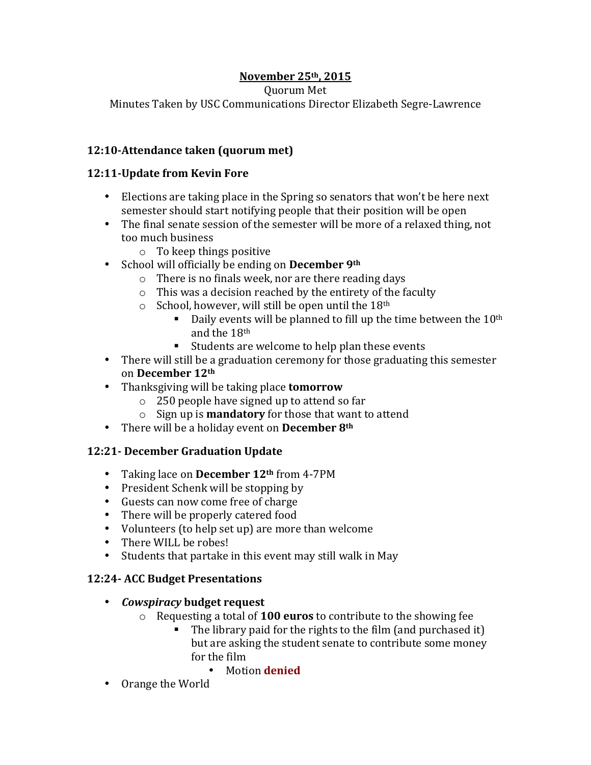**November 25th, 2015**

Quorum Met

Minutes Taken by USC Communications Director Elizabeth Segre-Lawrence

**12:10-Attendance taken (quorum met)**

**12:11-Update from Kevin Fore**

- Elections are taking place in the Spring so senators that won't be here next semester should start notifying people that their position will be open
- The final senate session of the semester will be more of a relaxed thing, not too much business
  - To keep things positive
- School will officially be ending on **December 9th**
  - There is no finals week, nor are there reading days
  - This was a decision reached by the entirety of the faculty
  - School, however, will still be open until the 18th
    - Daily events will be planned to fill up the time between the 10th and the 18th
    - Students are welcome to help plan these events
- There will still be a graduation ceremony for those graduating this semester on **December 12th**
- Thanksgiving will be taking place **tomorrow**
  - 250 people have signed up to attend so far
  - Sign up is **mandatory** for those that want to attend
- There will be a holiday event on **December 8th**

**12:21- December Graduation Update**

- Taking lace on **December 12th** from 4-7PM
- President Schenk will be stopping by
- Guests can now come free of charge
- There will be properly catered food
- Volunteers (to help set up) are more than welcome
- There WILL be robes!
- Students that partake in this event may still walk in May

**12:24- ACC Budget Presentations**

- ***Cowspiracy* budget request**
  - Requesting a total of **100 euros** to contribute to the showing fee
    - The library paid for the rights to the film (and purchased it) but are asking the student senate to contribute some money for the film
      - Motion **denied**
- Orange the World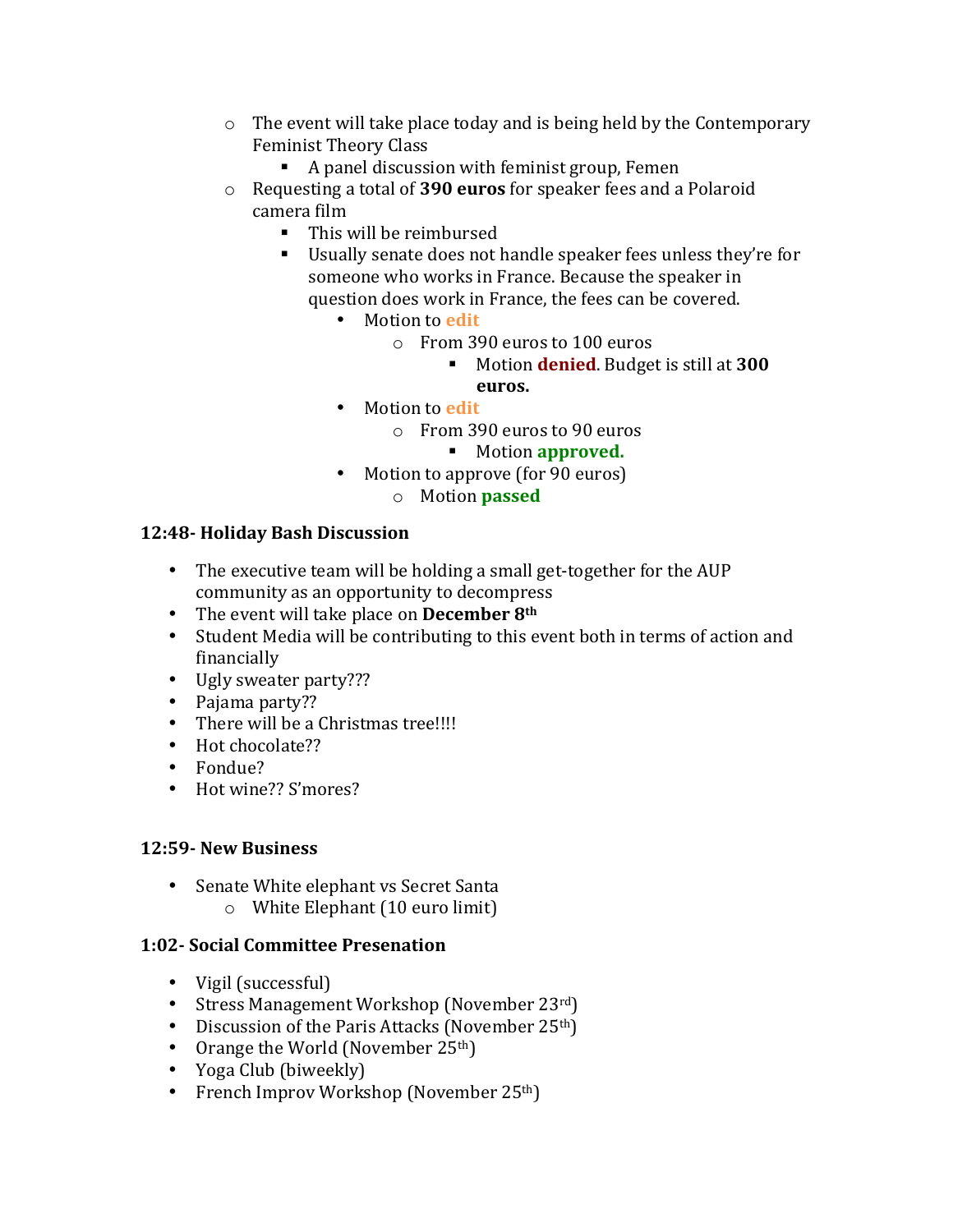- The event will take place today and is being held by the Contemporary Feminist Theory Class
  - A panel discussion with feminist group, Femen
- Requesting a total of **390 euros** for speaker fees and a Polaroid camera film
  - This will be reimbursed
  - Usually senate does not handle speaker fees unless they're for someone who works in France. Because the speaker in question does work in France, the fees can be covered.
    - Motion to **edit**
      - From 390 euros to 100 euros
        - Motion **denied**. Budget is still at **300 euros.**
    - Motion to **edit**
      - From 390 euros to 90 euros
        - Motion **approved.**
    - Motion to approve (for 90 euros)
      - Motion **passed**

### 12:48- Holiday Bash Discussion

- The executive team will be holding a small get-together for the AUP community as an opportunity to decompress
- The event will take place on **December 8th**
- Student Media will be contributing to this event both in terms of action and financially
- Ugly sweater party???
- Pajama party??
- There will be a Christmas tree!!!!
- Hot chocolate??
- Fondue?
- Hot wine?? S'mores?

### 12:59- New Business

- Senate White elephant vs Secret Santa
  - White Elephant (10 euro limit)

### 1:02- Social Committee Presenation

- Vigil (successful)
- Stress Management Workshop (November 23rd)
- Discussion of the Paris Attacks (November 25th)
- Orange the World (November 25th)
- Yoga Club (biweekly)
- French Improv Workshop (November 25th)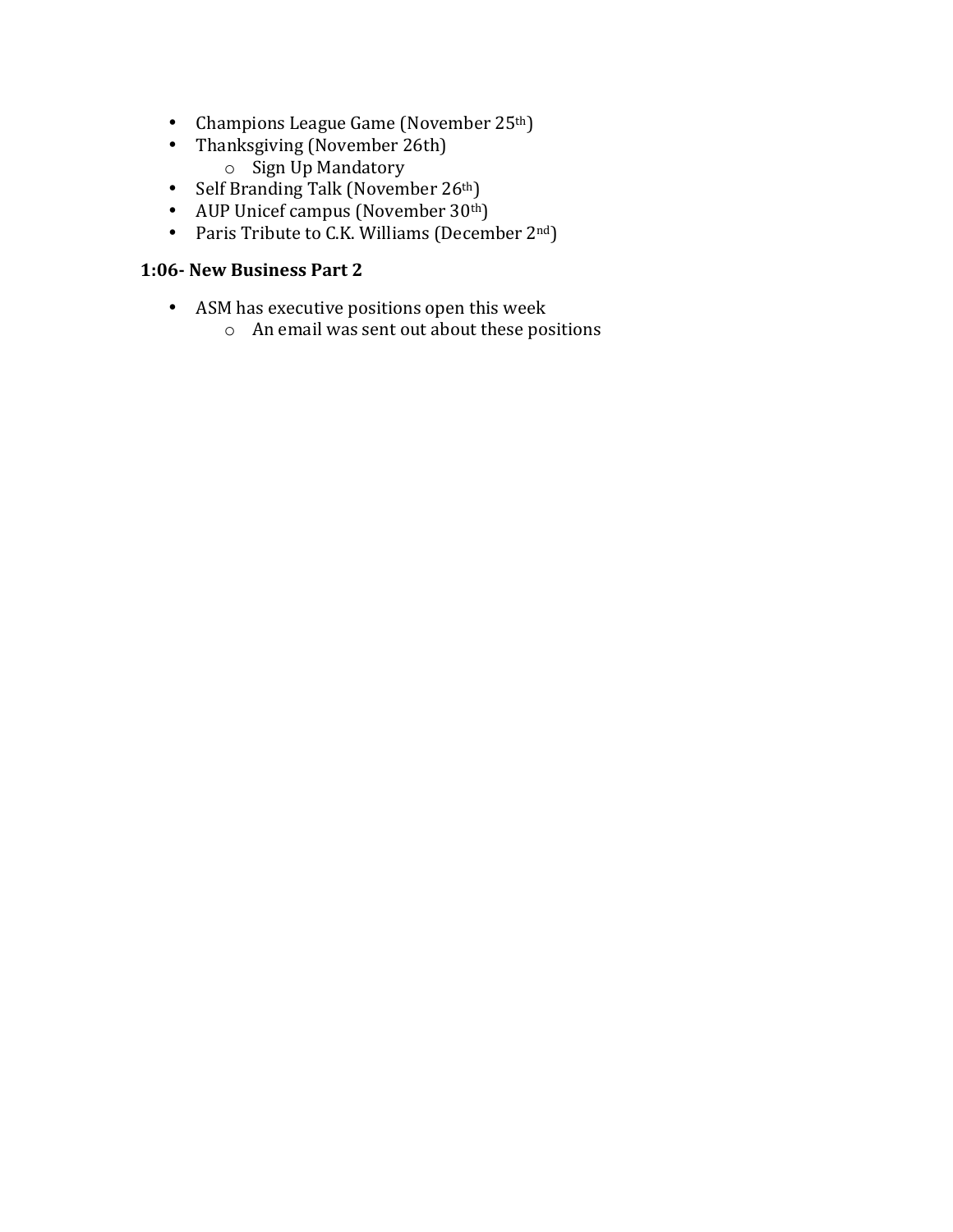- Champions League Game (November 25th)
- Thanksgiving (November 26th)
  - Sign Up Mandatory
- Self Branding Talk (November 26th)
- AUP Unicef campus (November 30th)
- Paris Tribute to C.K. Williams (December 2nd)

**1:06- New Business Part 2**

- ASM has executive positions open this week
  - An email was sent out about these positions